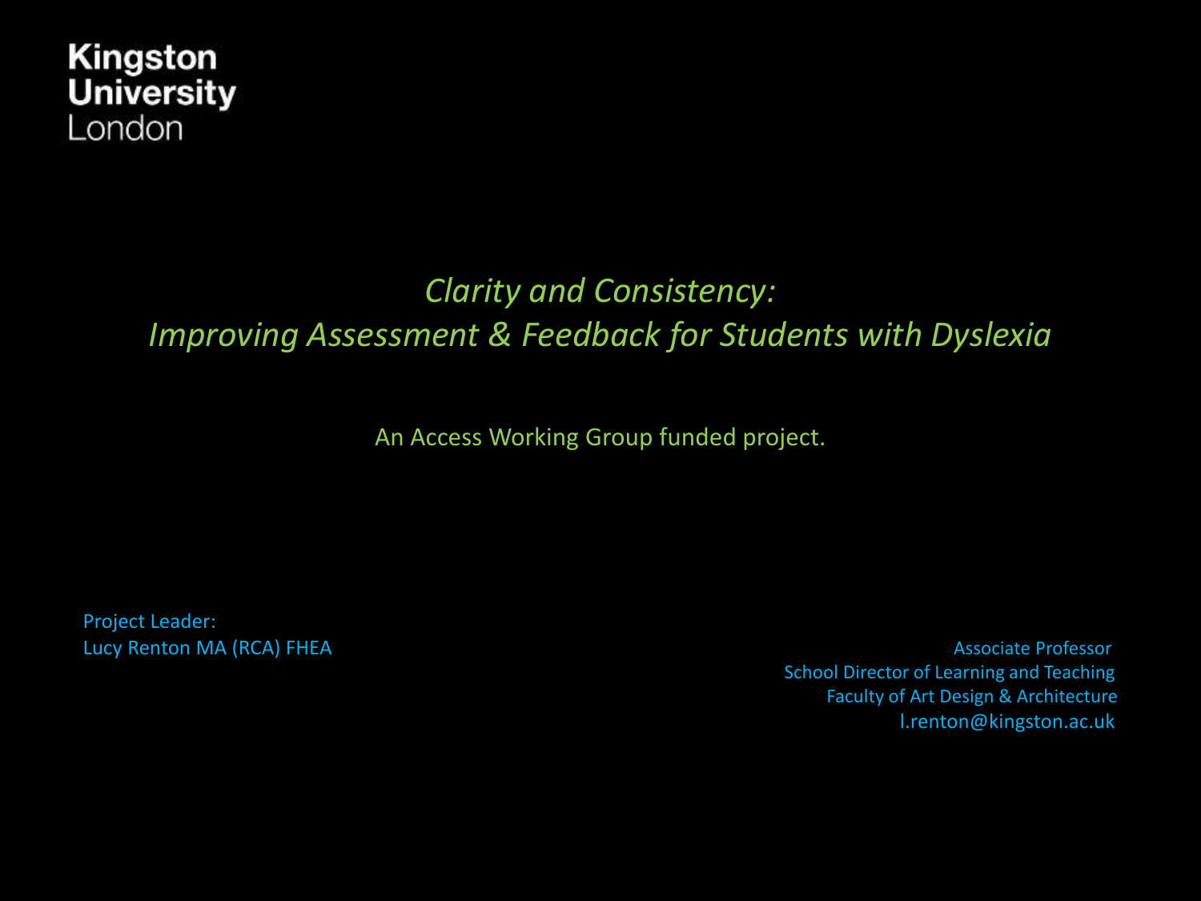Kingston
University
London

# *Clarity and Consistency: Improving Assessment & Feedback for Students with Dyslexia*

An Access Working Group funded project.

Project Leader:
Lucy Renton MA (RCA) FHEA

Associate Professor
School Director of Learning and Teaching
Faculty of Art Design & Architecture
l.renton@kingston.ac.uk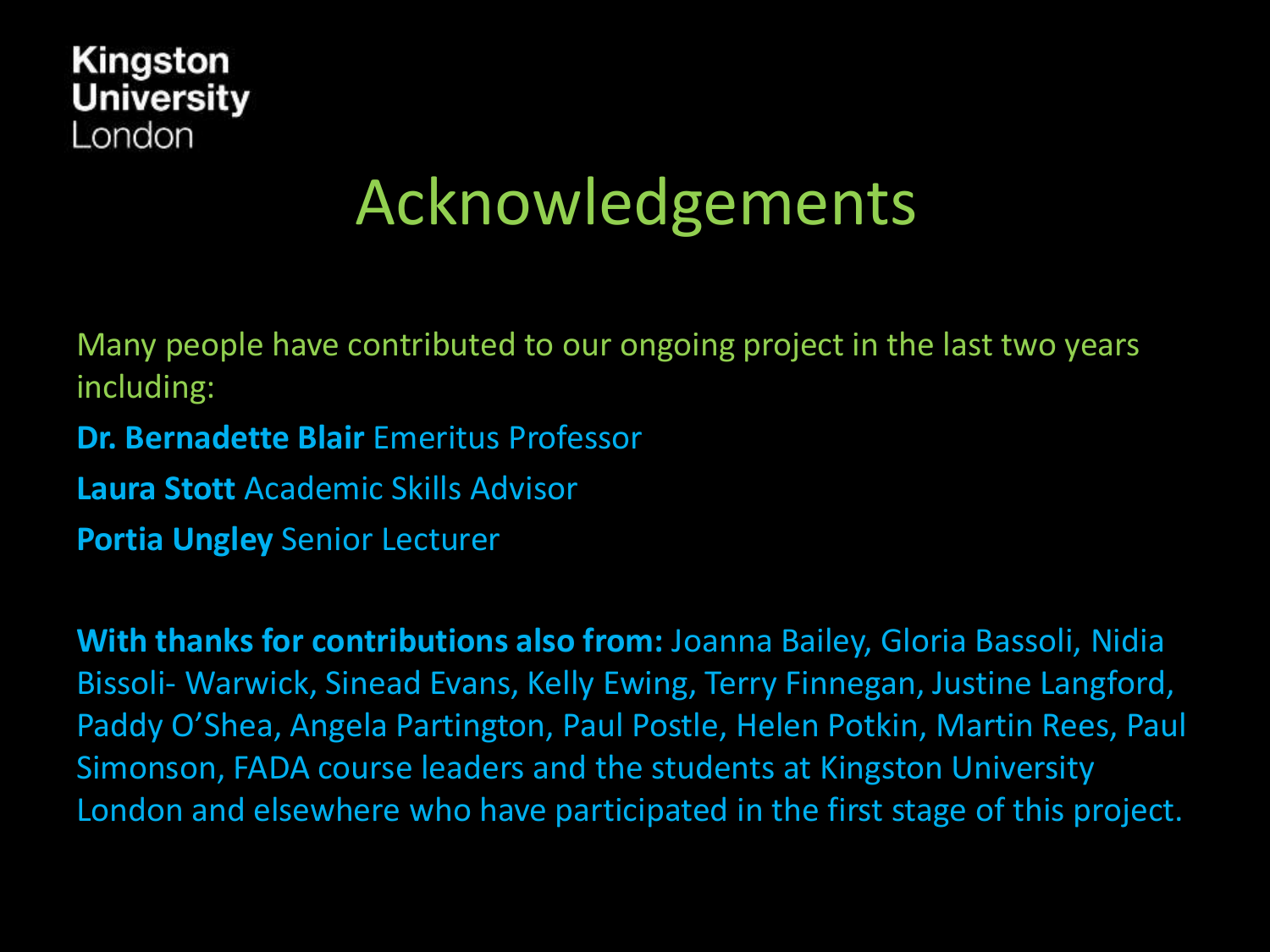Kingston University London

# Acknowledgements

Many people have contributed to our ongoing project in the last two years including:

**Dr. Bernadette Blair** Emeritus Professor

**Laura Stott** Academic Skills Advisor

**Portia Ungley** Senior Lecturer

**With thanks for contributions also from:** Joanna Bailey, Gloria Bassoli, Nidia Bissoli- Warwick, Sinead Evans, Kelly Ewing, Terry Finnegan, Justine Langford, Paddy O'Shea, Angela Partington, Paul Postle, Helen Potkin, Martin Rees, Paul Simonson, FADA course leaders and the students at Kingston University London and elsewhere who have participated in the first stage of this project.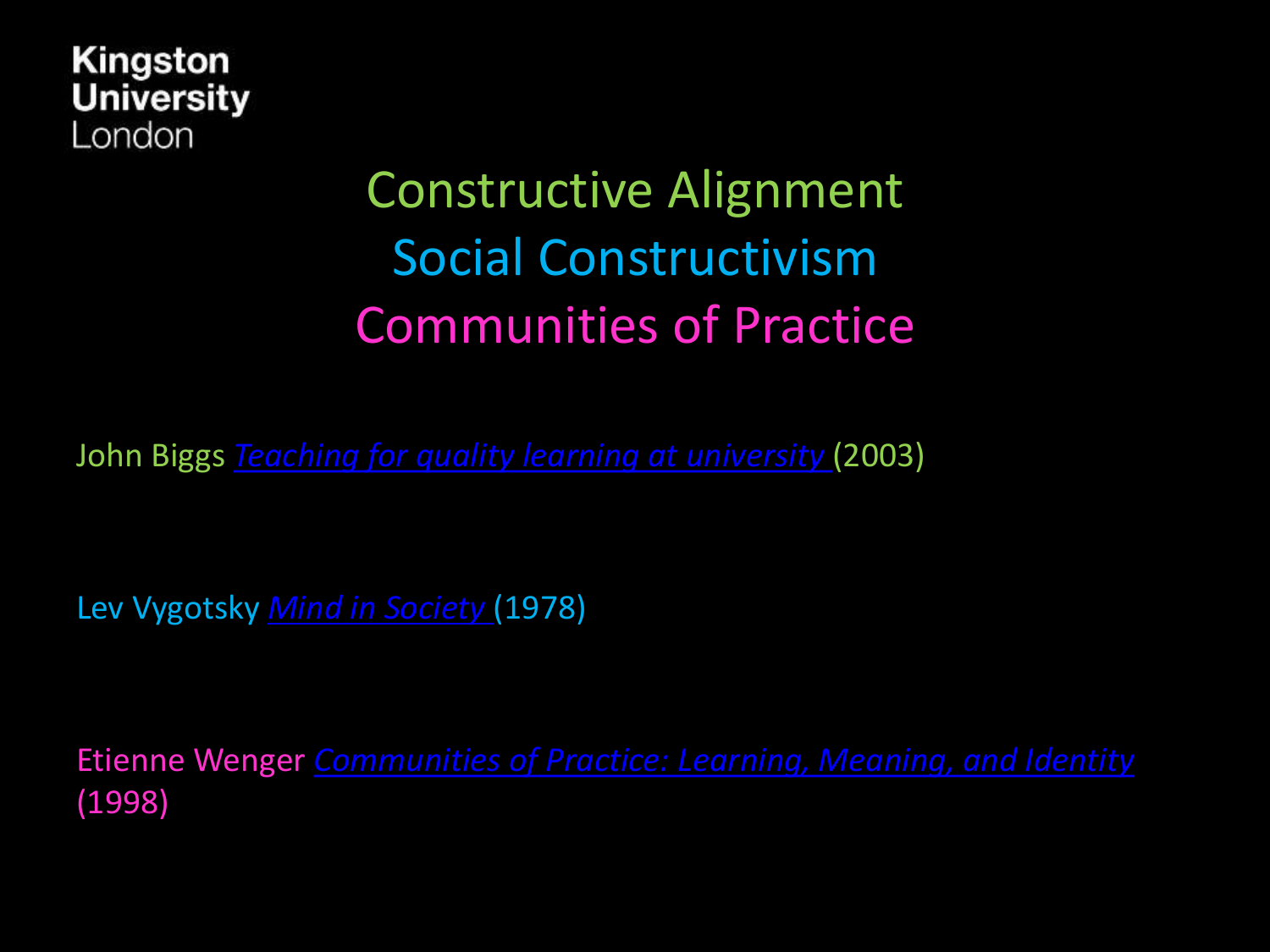Kingston University London

# Constructive Alignment
# Social Constructivism
# Communities of Practice

John Biggs *Teaching for quality learning at university* (2003)

Lev Vygotsky *Mind in Society* (1978)

Etienne Wenger *Communities of Practice: Learning, Meaning, and Identity* (1998)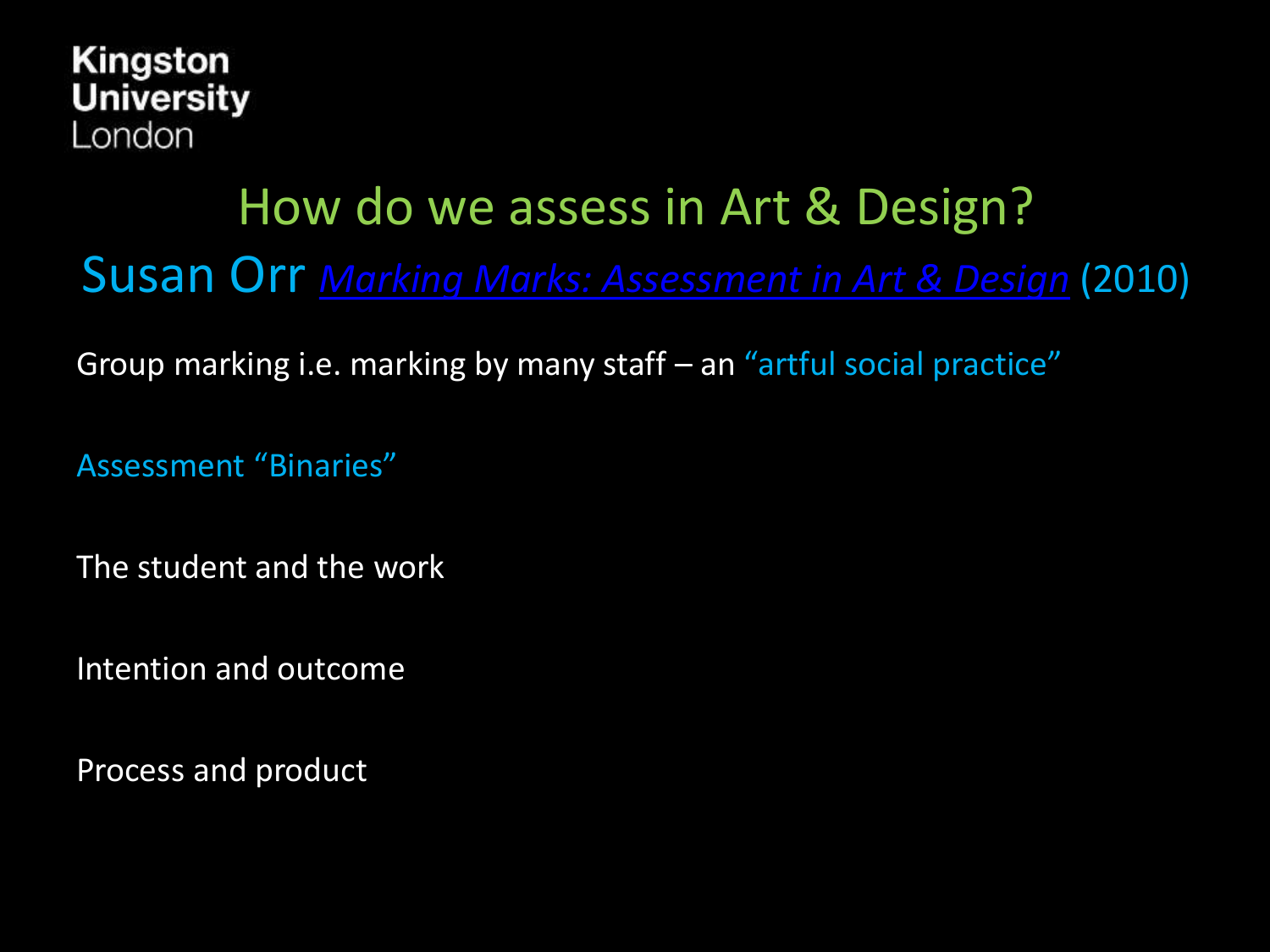Kingston University London

# How do we assess in Art & Design?

## Susan Orr *Marking Marks: Assessment in Art & Design* (2010)

Group marking i.e. marking by many staff – an "artful social practice"

Assessment "Binaries"

The student and the work

Intention and outcome

Process and product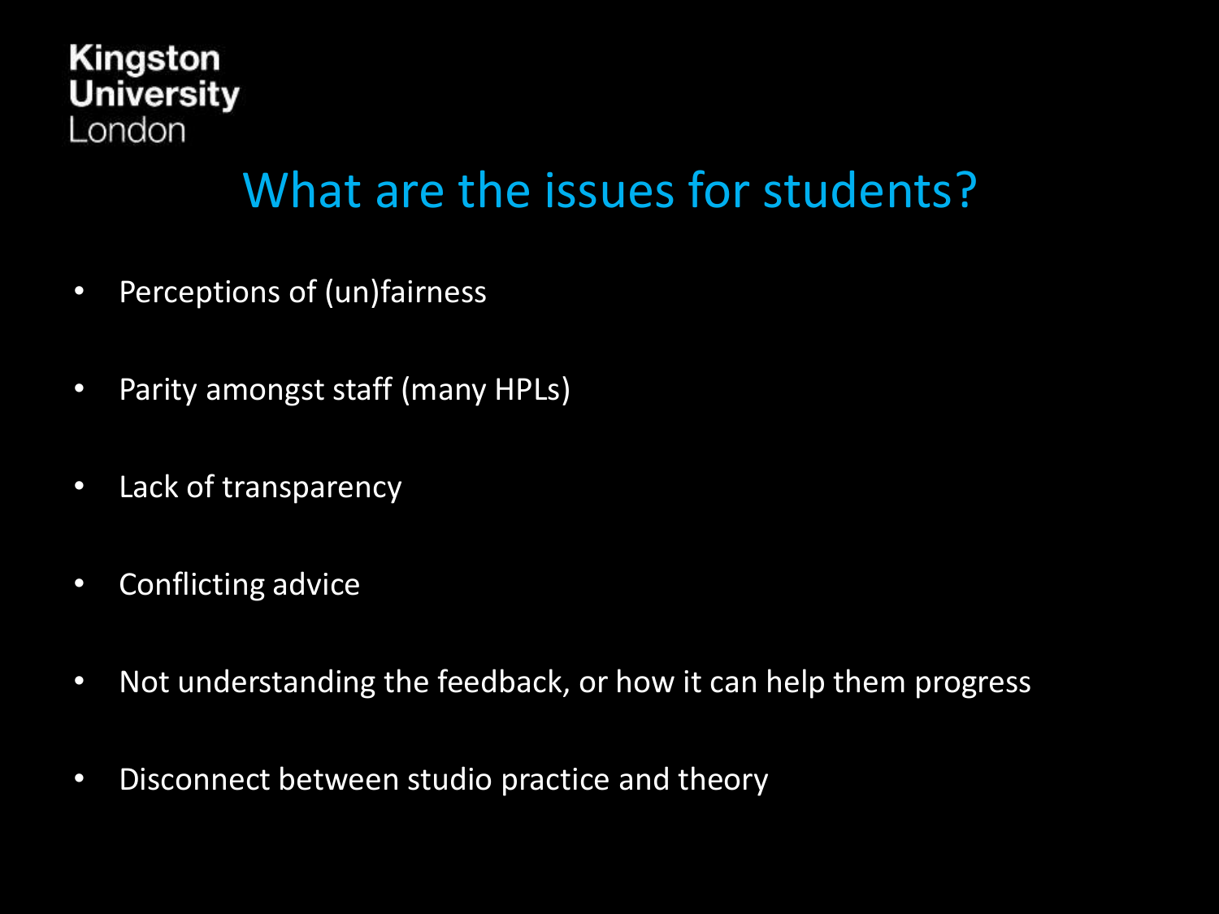# What are the issues for students?

- Perceptions of (un)fairness
- Parity amongst staff (many HPLs)
- Lack of transparency
- Conflicting advice
- Not understanding the feedback, or how it can help them progress
- Disconnect between studio practice and theory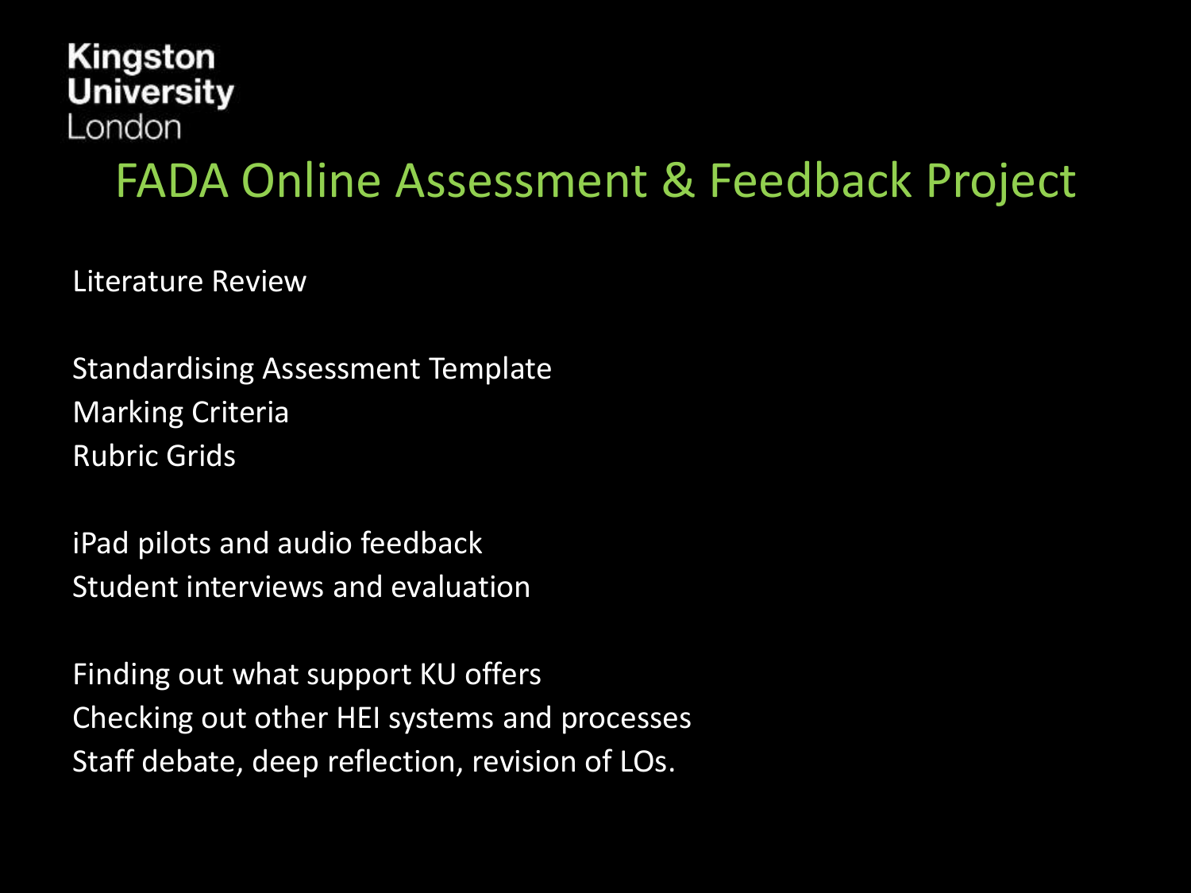Kingston University London

# FADA Online Assessment & Feedback Project

Literature Review

Standardising Assessment Template
Marking Criteria
Rubric Grids

iPad pilots and audio feedback
Student interviews and evaluation

Finding out what support KU offers
Checking out other HEI systems and processes
Staff debate, deep reflection, revision of LOs.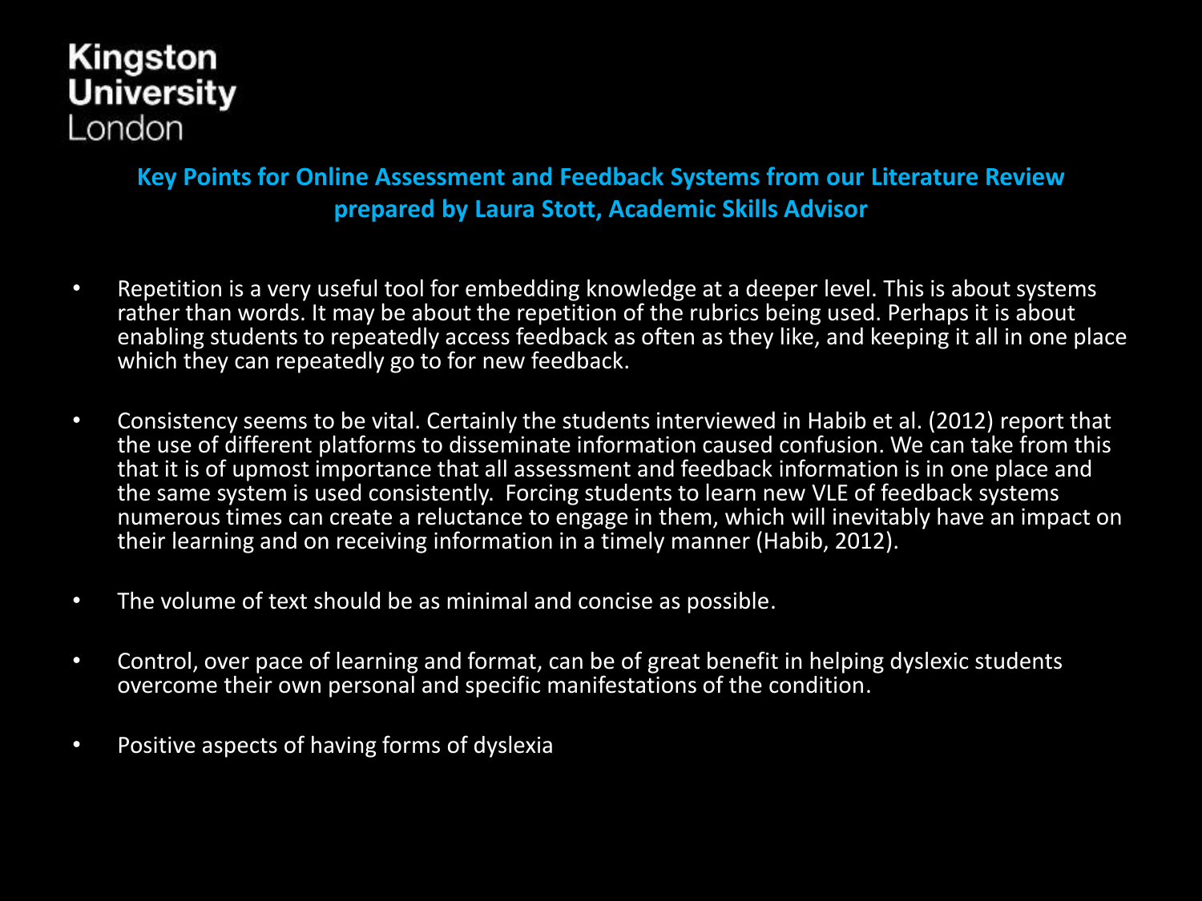Kingston University London

## Key Points for Online Assessment and Feedback Systems from our Literature Review prepared by Laura Stott, Academic Skills Advisor

- Repetition is a very useful tool for embedding knowledge at a deeper level. This is about systems rather than words. It may be about the repetition of the rubrics being used. Perhaps it is about enabling students to repeatedly access feedback as often as they like, and keeping it all in one place which they can repeatedly go to for new feedback.

- Consistency seems to be vital. Certainly the students interviewed in Habib et al. (2012) report that the use of different platforms to disseminate information caused confusion. We can take from this that it is of upmost importance that all assessment and feedback information is in one place and the same system is used consistently. Forcing students to learn new VLE of feedback systems numerous times can create a reluctance to engage in them, which will inevitably have an impact on their learning and on receiving information in a timely manner (Habib, 2012).

- The volume of text should be as minimal and concise as possible.

- Control, over pace of learning and format, can be of great benefit in helping dyslexic students overcome their own personal and specific manifestations of the condition.

- Positive aspects of having forms of dyslexia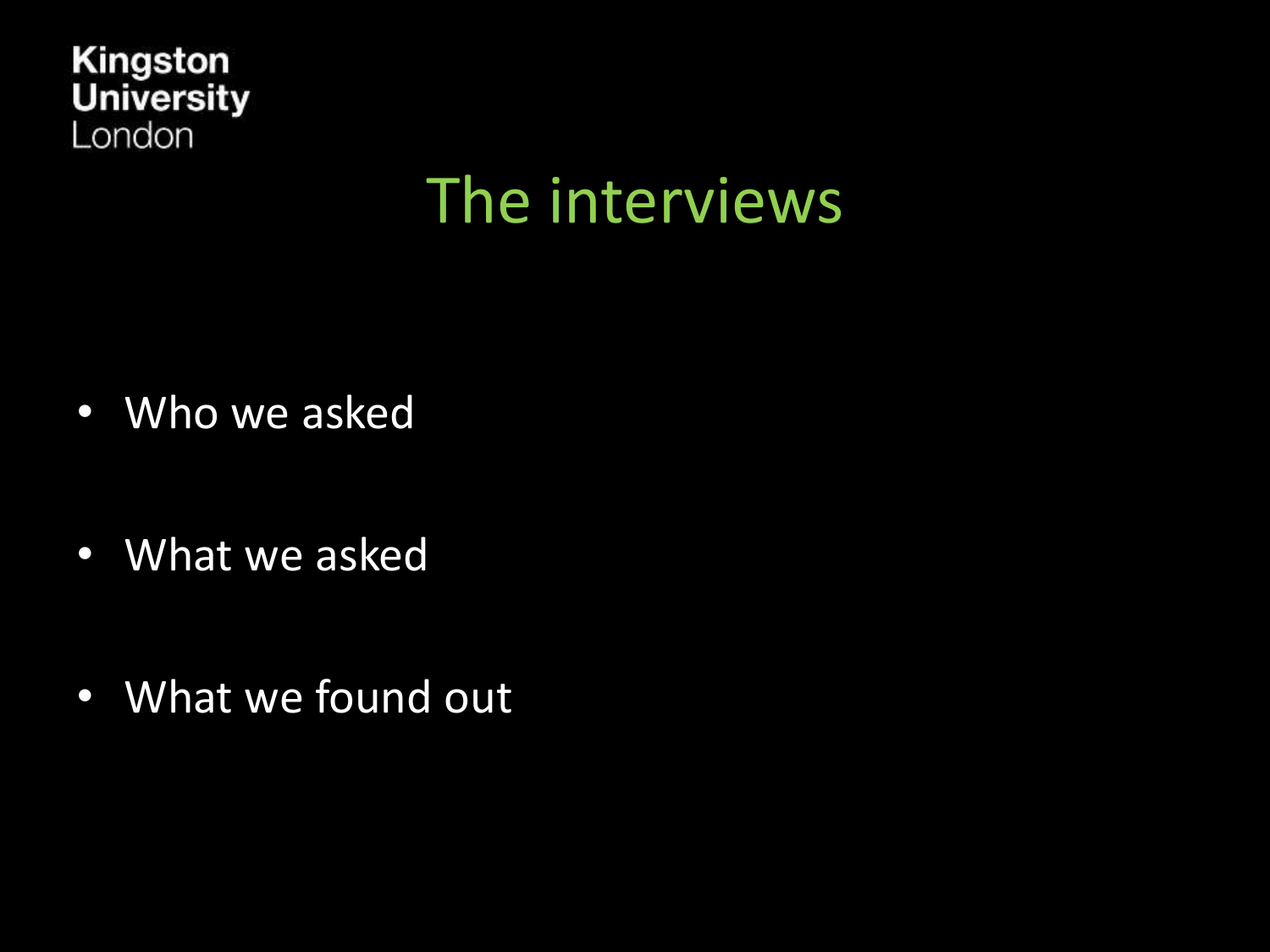Kingston University London

# The interviews

- Who we asked
- What we asked
- What we found out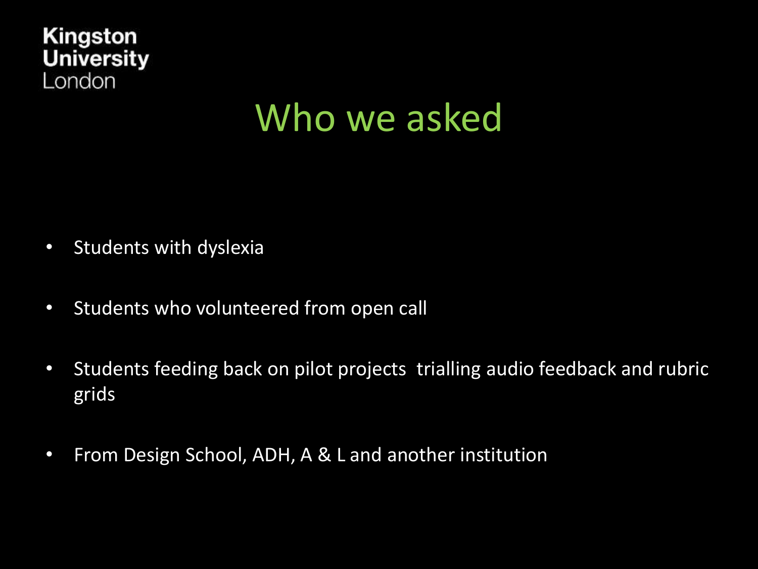# Who we asked

- Students with dyslexia
- Students who volunteered from open call
- Students feeding back on pilot projects  trialling audio feedback and rubric grids
- From Design School, ADH, A & L and another institution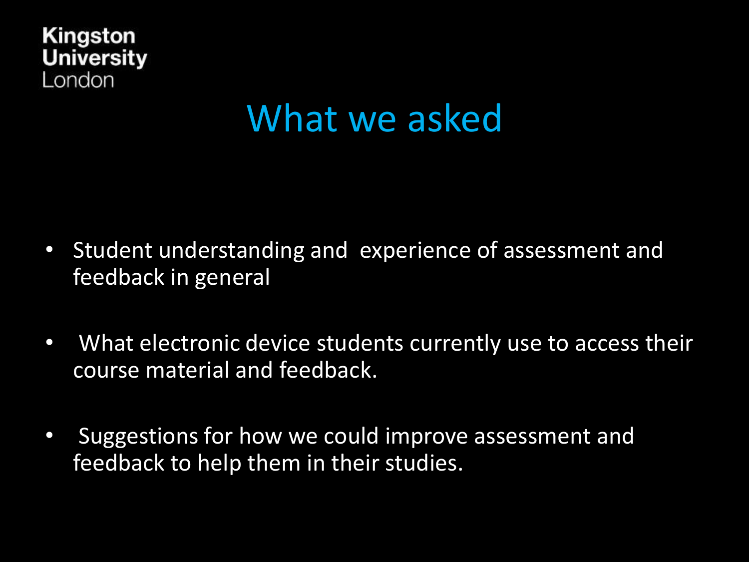Kingston University London

# What we asked

- Student understanding and experience of assessment and feedback in general
- What electronic device students currently use to access their course material and feedback.
- Suggestions for how we could improve assessment and feedback to help them in their studies.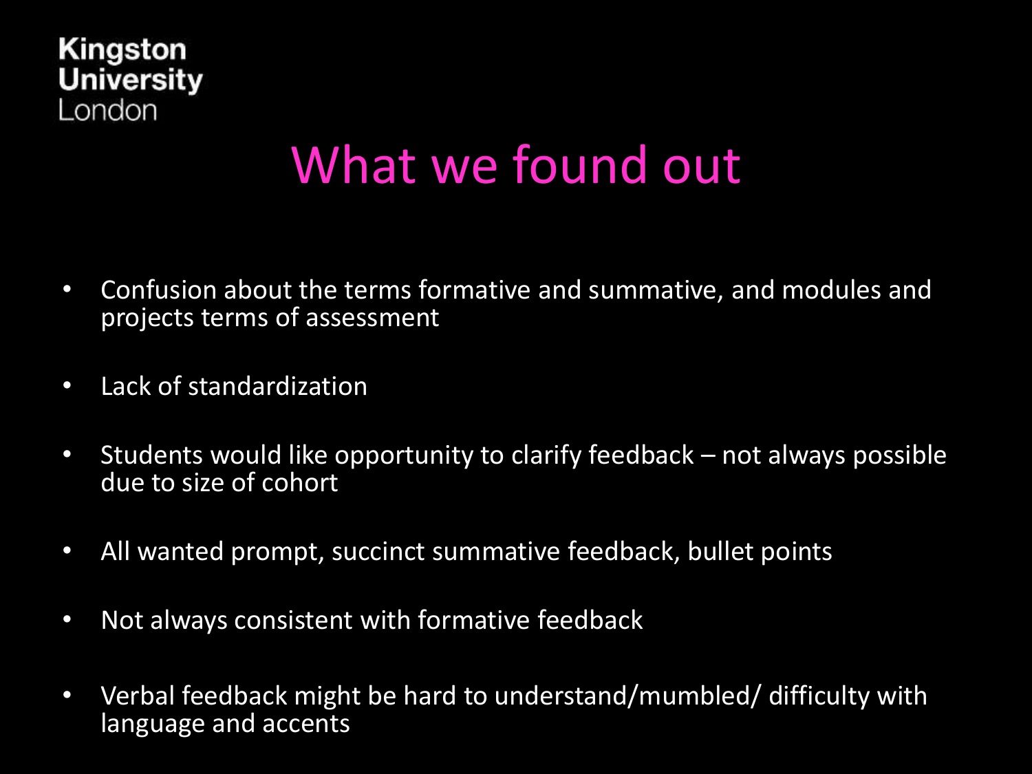Kingston
University
London

# What we found out

- Confusion about the terms formative and summative, and modules and projects terms of assessment
- Lack of standardization
- Students would like opportunity to clarify feedback – not always possible due to size of cohort
- All wanted prompt, succinct summative feedback, bullet points
- Not always consistent with formative feedback
- Verbal feedback might be hard to understand/mumbled/ difficulty with language and accents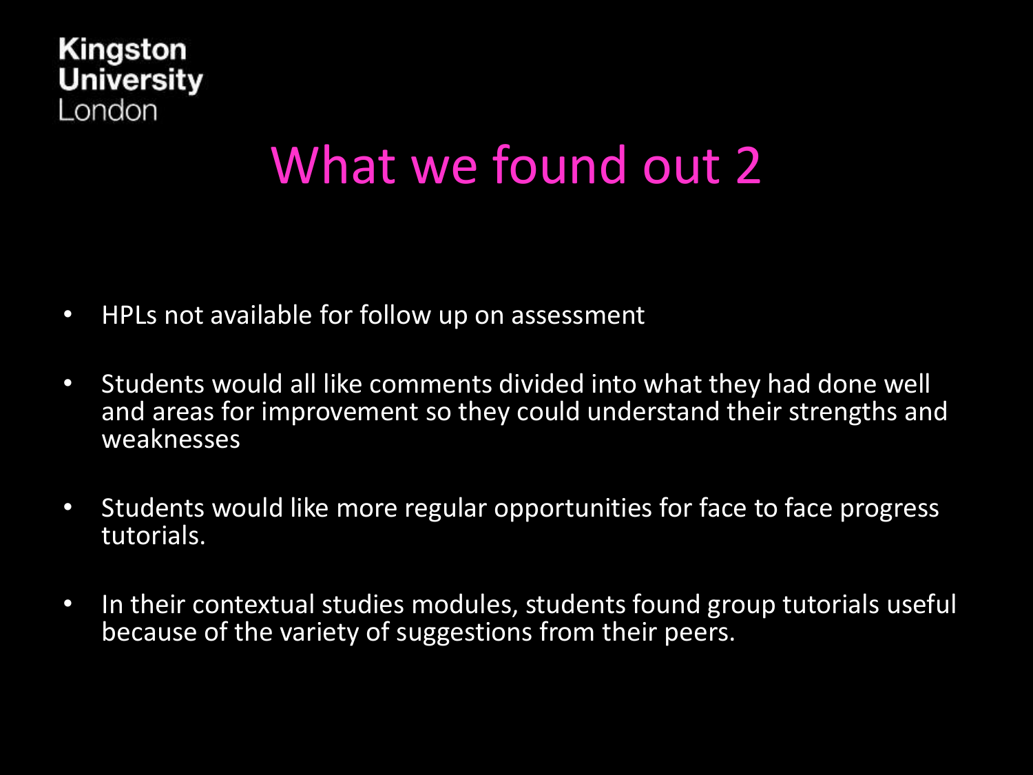Kingston
University
London

# What we found out 2

- HPLs not available for follow up on assessment
- Students would all like comments divided into what they had done well and areas for improvement so they could understand their strengths and weaknesses
- Students would like more regular opportunities for face to face progress tutorials.
- In their contextual studies modules, students found group tutorials useful because of the variety of suggestions from their peers.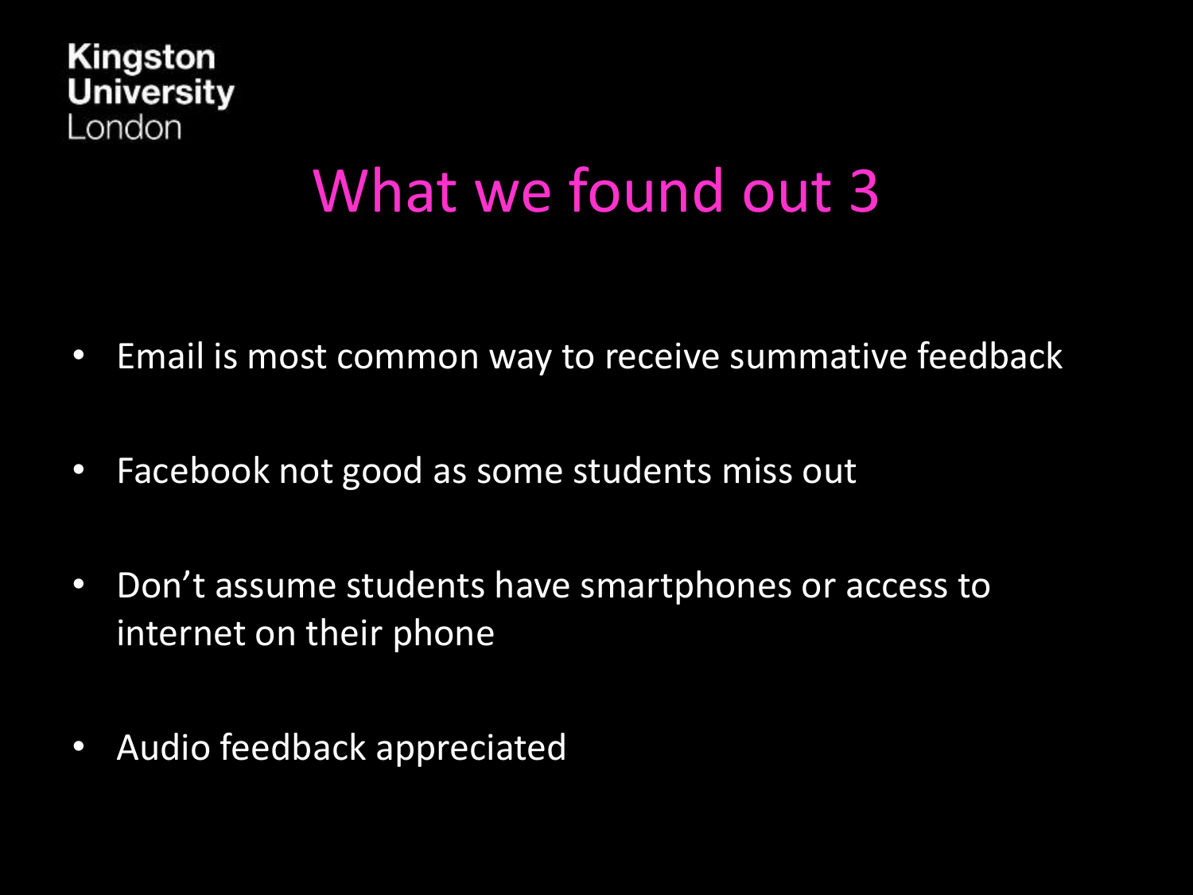Kingston University London

# What we found out 3

- Email is most common way to receive summative feedback
- Facebook not good as some students miss out
- Don't assume students have smartphones or access to internet on their phone
- Audio feedback appreciated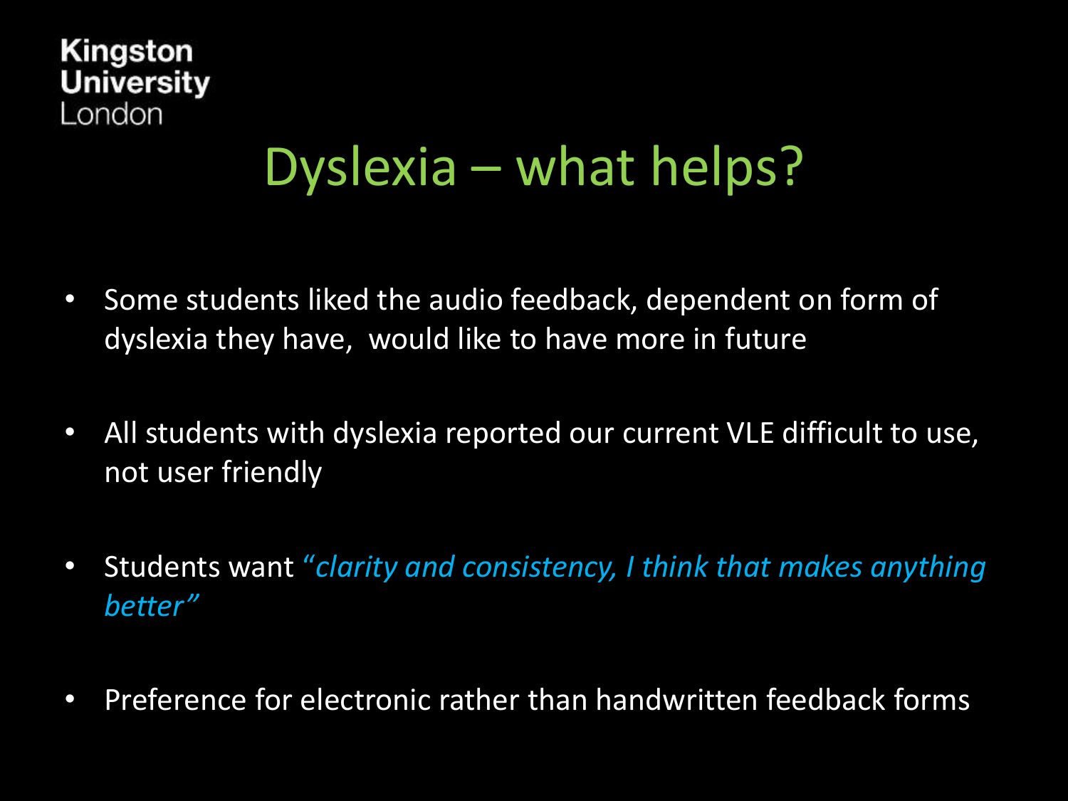Kingston University London

# Dyslexia – what helps?

- Some students liked the audio feedback, dependent on form of dyslexia they have, would like to have more in future
- All students with dyslexia reported our current VLE difficult to use, not user friendly
- Students want *"clarity and consistency, I think that makes anything better"*
- Preference for electronic rather than handwritten feedback forms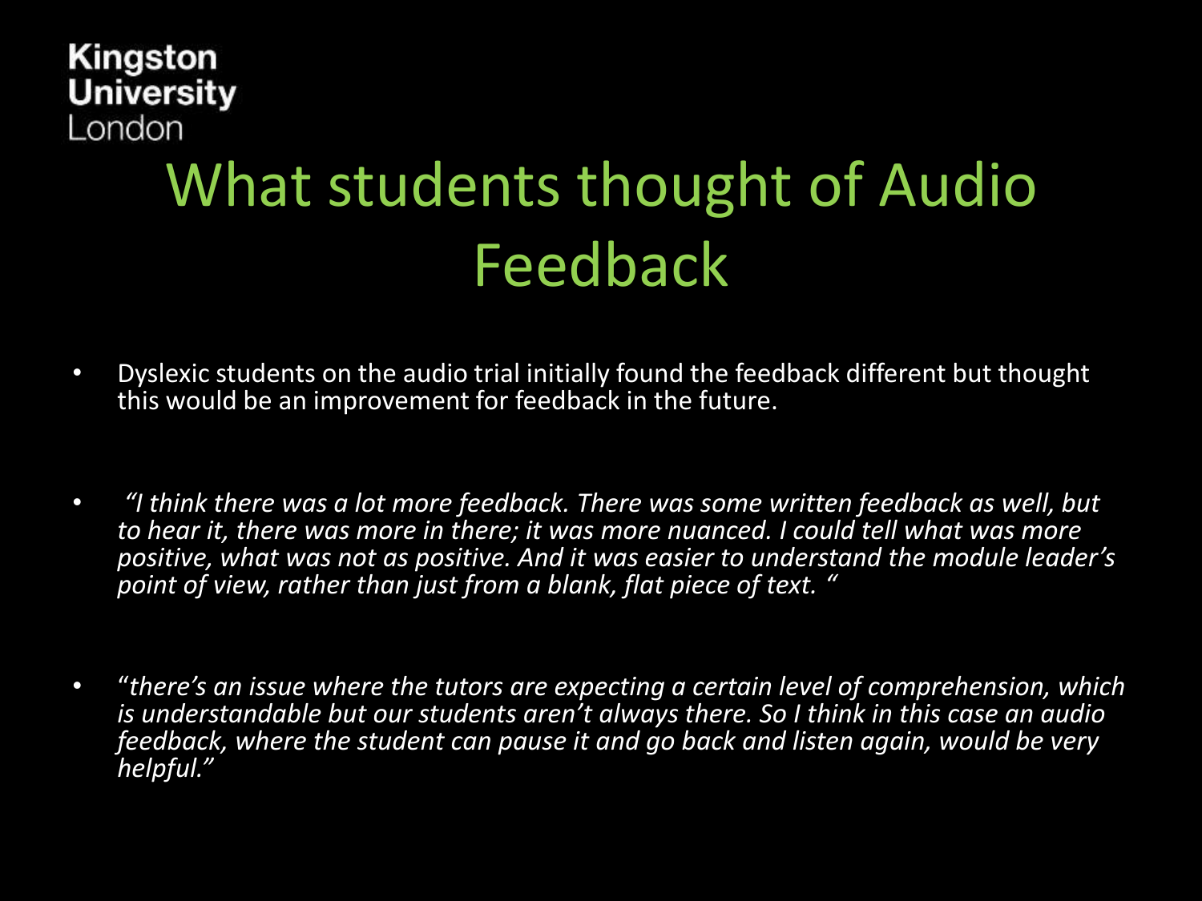Kingston University London

# What students thought of Audio Feedback

- Dyslexic students on the audio trial initially found the feedback different but thought this would be an improvement for feedback in the future.

- *"I think there was a lot more feedback. There was some written feedback as well, but to hear it, there was more in there; it was more nuanced. I could tell what was more positive, what was not as positive. And it was easier to understand the module leader's point of view, rather than just from a blank, flat piece of text. "*

- *"there's an issue where the tutors are expecting a certain level of comprehension, which is understandable but our students aren't always there. So I think in this case an audio feedback, where the student can pause it and go back and listen again, would be very helpful."*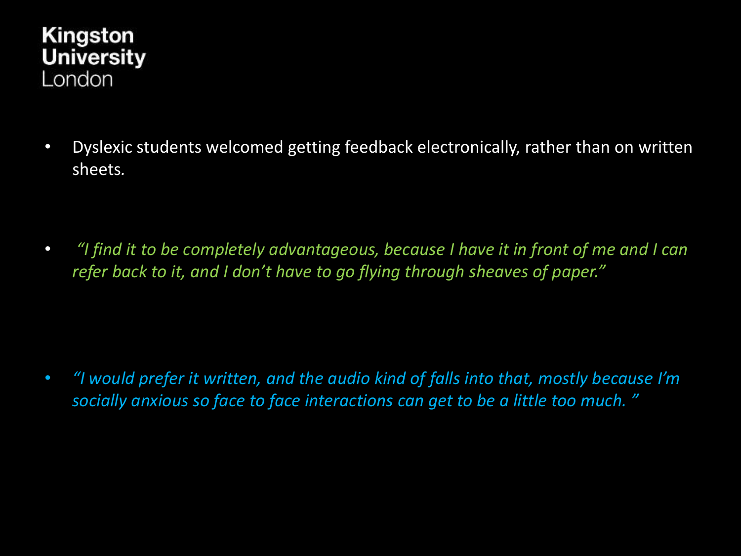- Dyslexic students welcomed getting feedback electronically, rather than on written sheets.

- *"I find it to be completely advantageous, because I have it in front of me and I can refer back to it, and I don't have to go flying through sheaves of paper."*

- *"I would prefer it written, and the audio kind of falls into that, mostly because I'm socially anxious so face to face interactions can get to be a little too much. "*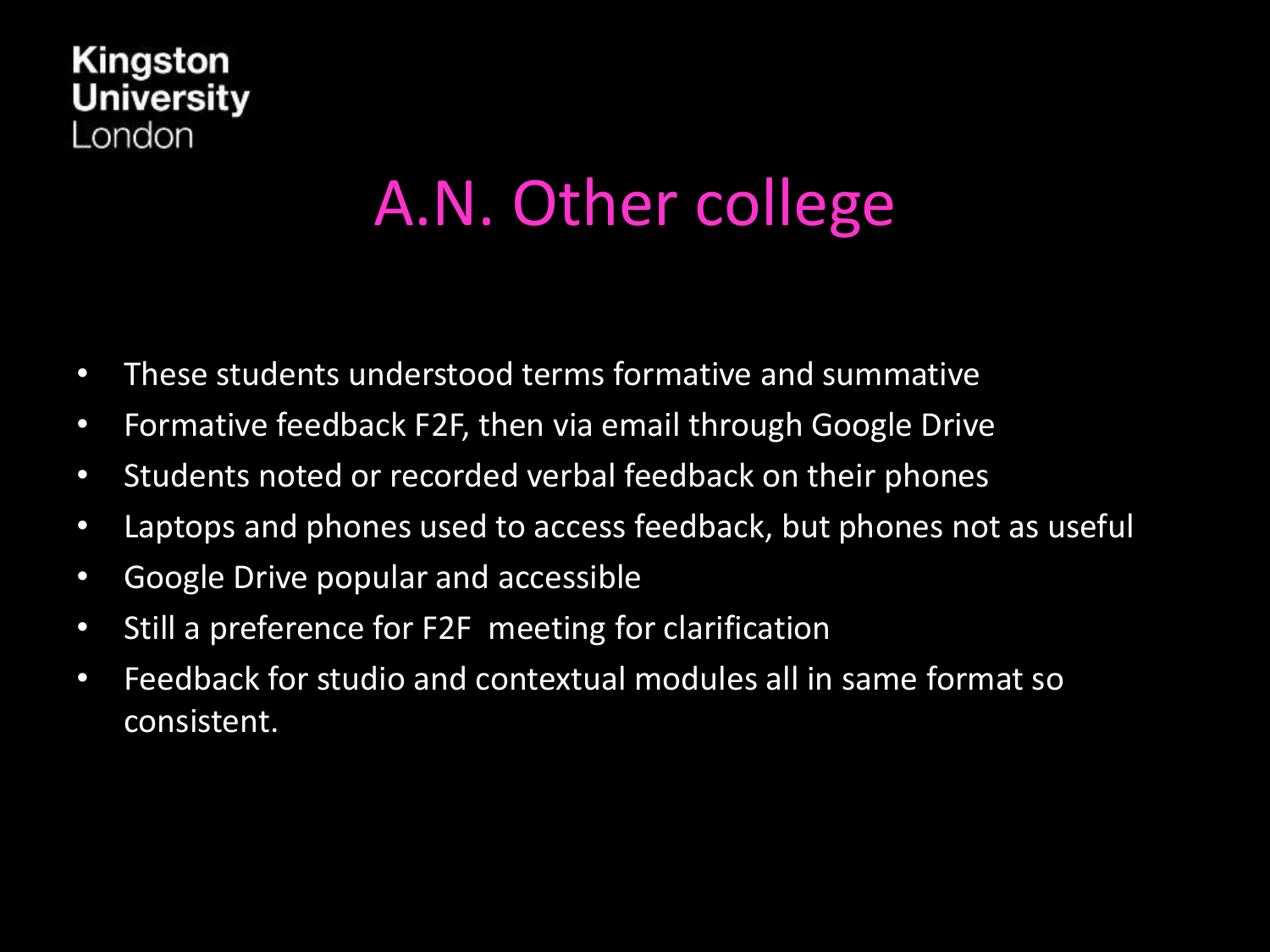# A.N. Other college

- These students understood terms formative and summative
- Formative feedback F2F, then via email through Google Drive
- Students noted or recorded verbal feedback on their phones
- Laptops and phones used to access feedback, but phones not as useful
- Google Drive popular and accessible
- Still a preference for F2F meeting for clarification
- Feedback for studio and contextual modules all in same format so consistent.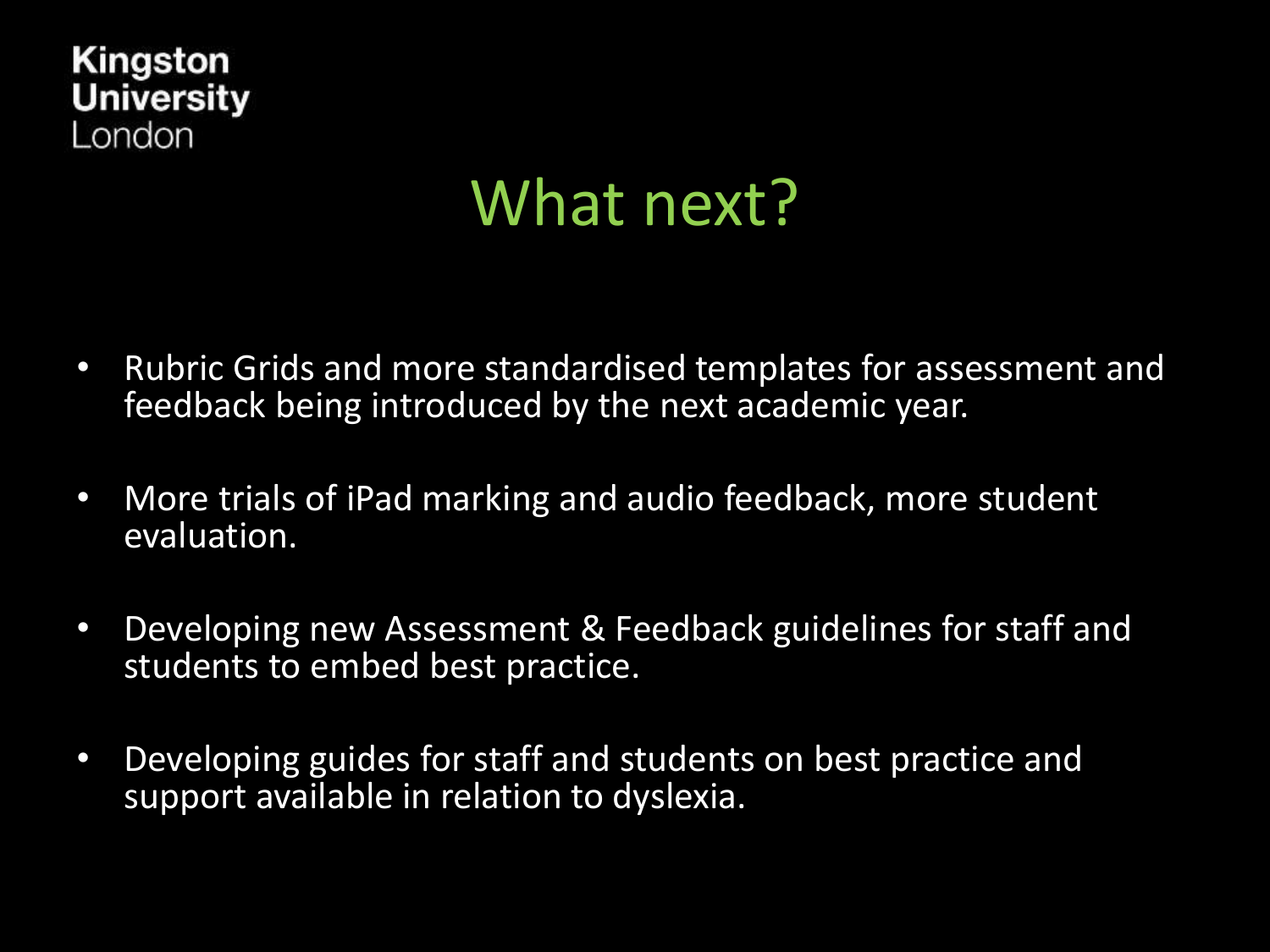Kingston University London

# What next?

- Rubric Grids and more standardised templates for assessment and feedback being introduced by the next academic year.
- More trials of iPad marking and audio feedback, more student evaluation.
- Developing new Assessment & Feedback guidelines for staff and students to embed best practice.
- Developing guides for staff and students on best practice and support available in relation to dyslexia.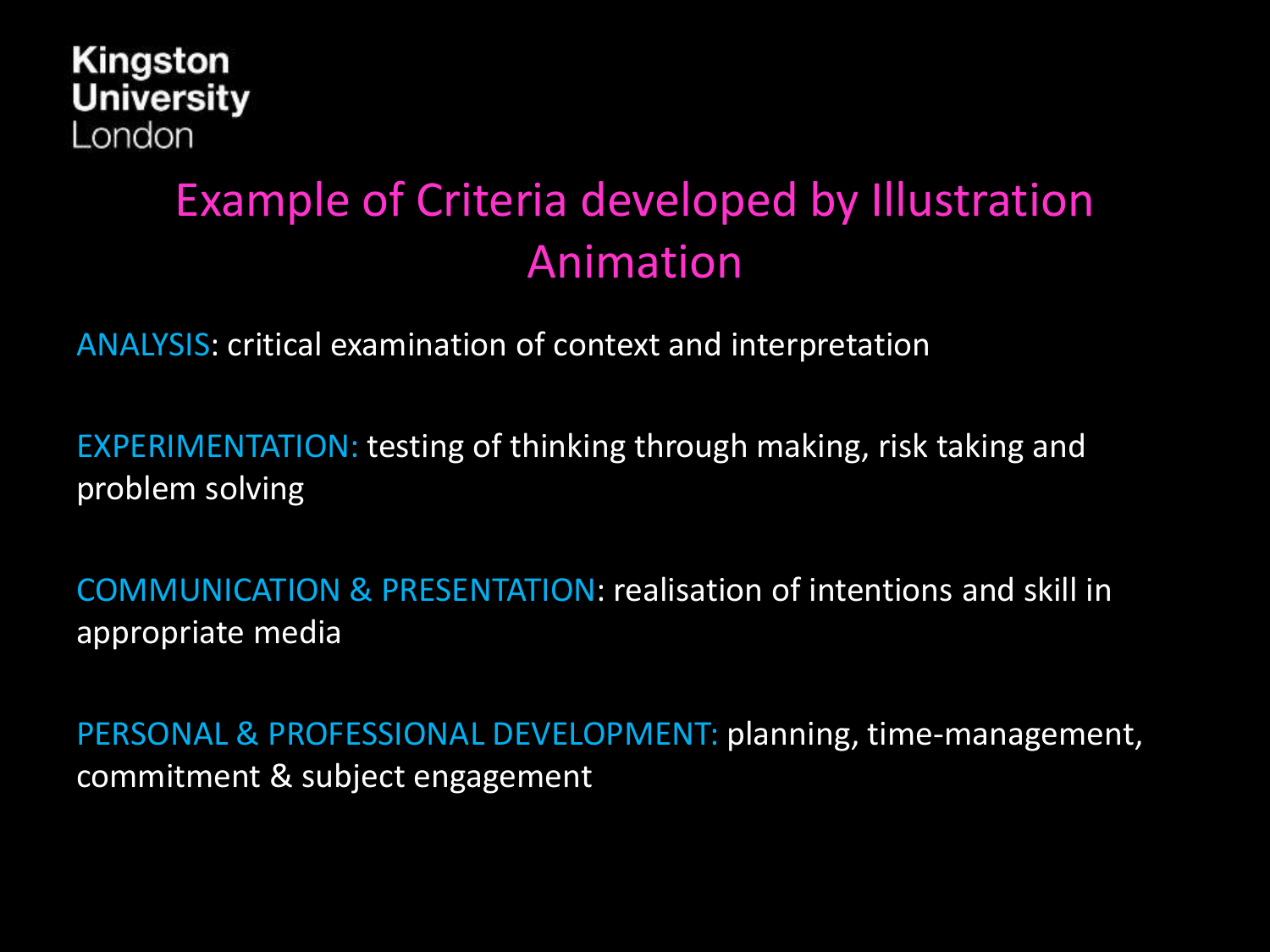Kingston
University
London

# Example of Criteria developed by Illustration Animation

ANALYSIS: critical examination of context and interpretation

EXPERIMENTATION: testing of thinking through making, risk taking and problem solving

COMMUNICATION & PRESENTATION: realisation of intentions and skill in appropriate media

PERSONAL & PROFESSIONAL DEVELOPMENT: planning, time-management, commitment & subject engagement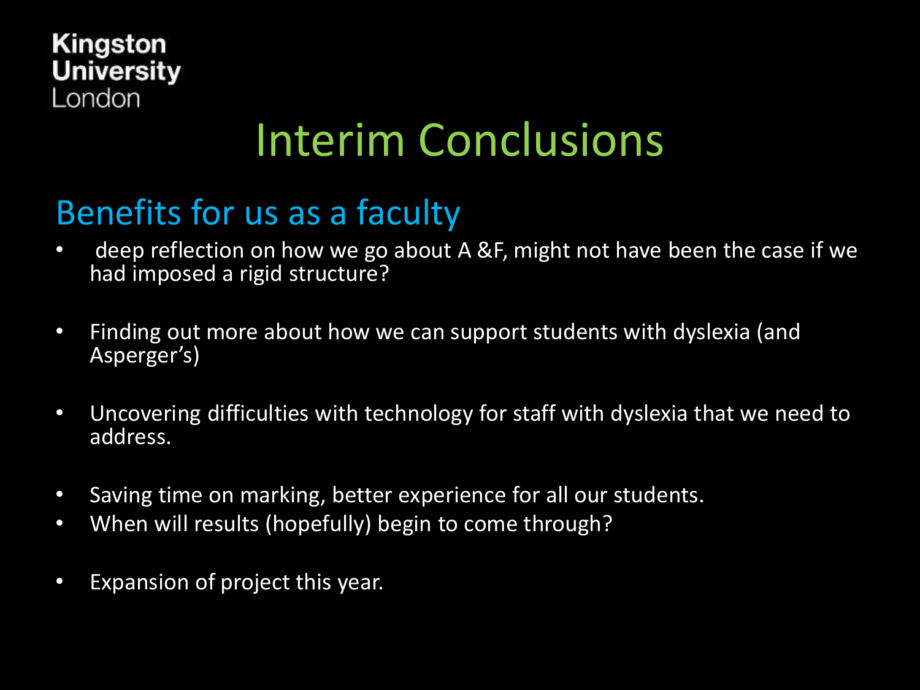Kingston University London

# Interim Conclusions

## Benefits for us as a faculty

- deep reflection on how we go about A &F, might not have been the case if we had imposed a rigid structure?
- Finding out more about how we can support students with dyslexia (and Asperger's)
- Uncovering difficulties with technology for staff with dyslexia that we need to address.
- Saving time on marking, better experience for all our students.
- When will results (hopefully) begin to come through?
- Expansion of project this year.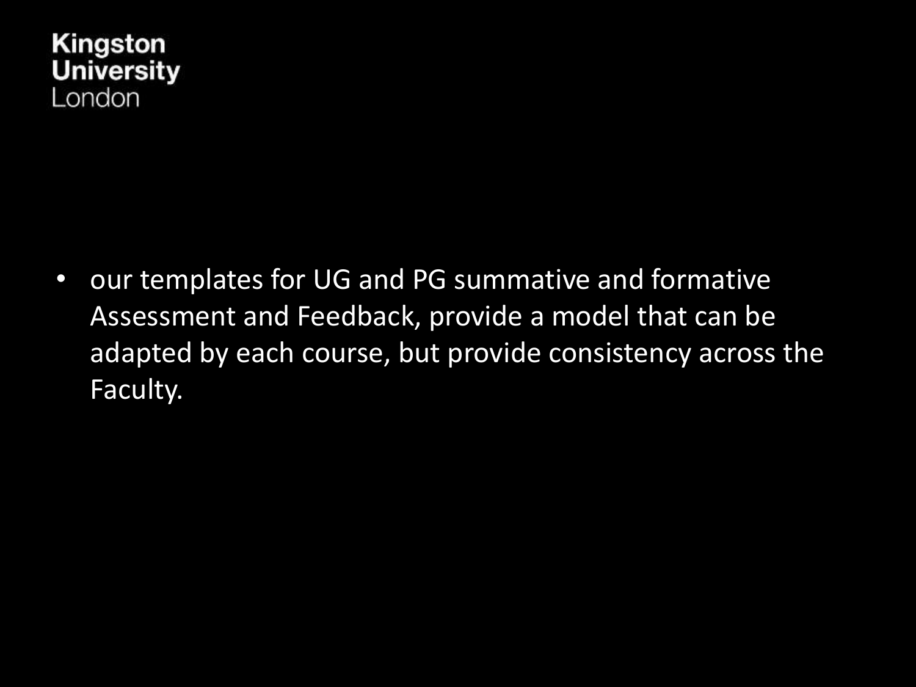Kingston
University
London

- our templates for UG and PG summative and formative Assessment and Feedback, provide a model that can be adapted by each course, but provide consistency across the Faculty.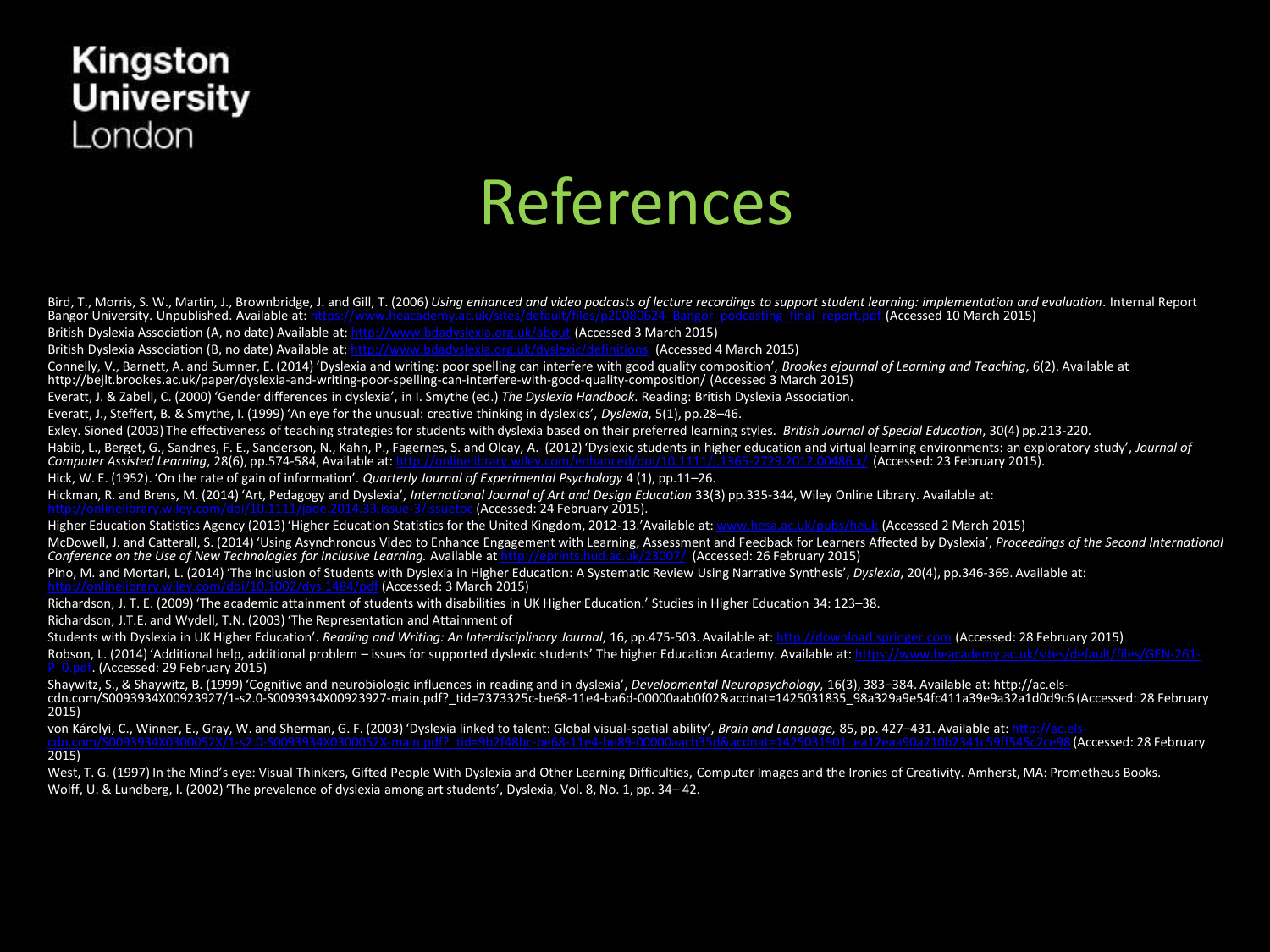Kingston University London

# References

Bird, T., Morris, S. W., Martin, J., Brownbridge, J. and Gill, T. (2006) *Using enhanced and video podcasts of lecture recordings to support student learning: implementation and evaluation*. Internal Report Bangor University. Unpublished. Available at: https://www.heacademy.ac.uk/sites/default/files/p20080624_Bangor_podcasting_final_report.pdf (Accessed 10 March 2015)

British Dyslexia Association (A, no date) Available at: http://www.bdadyslexia.org.uk/about (Accessed 3 March 2015)

British Dyslexia Association (B, no date) Available at: http://www.bdadyslexia.org.uk/dyslexic/definitions (Accessed 4 March 2015)

Connelly, V., Barnett, A. and Sumner, E. (2014) 'Dyslexia and writing: poor spelling can interfere with good quality composition', *Brookes ejournal of Learning and Teaching*, 6(2). Available at http://bejlt.brookes.ac.uk/paper/dyslexia-and-writing-poor-spelling-can-interfere-with-good-quality-composition/ (Accessed 3 March 2015)

Everatt, J. & Zabell, C. (2000) 'Gender differences in dyslexia', in I. Smythe (ed.) *The Dyslexia Handbook*. Reading: British Dyslexia Association.

Everatt, J., Steffert, B. & Smythe, I. (1999) 'An eye for the unusual: creative thinking in dyslexics', *Dyslexia*, 5(1), pp.28–46.

Exley. Sioned (2003) The effectiveness of teaching strategies for students with dyslexia based on their preferred learning styles. *British Journal of Special Education*, 30(4) pp.213-220.

Habib, L., Berget, G., Sandnes, F. E., Sanderson, N., Kahn, P., Fagernes, S. and Olcay, A. (2012) 'Dyslexic students in higher education and virtual learning environments: an exploratory study', *Journal of Computer Assisted Learning*, 28(6), pp.574-584, Available at: http://onlinelibrary.wiley.com/enhanced/doi/10.1111/j.1365-2729.2012.00486.x/ (Accessed: 23 February 2015).

Hick, W. E. (1952). 'On the rate of gain of information'. *Quarterly Journal of Experimental Psychology* 4 (1), pp.11–26.

Hickman, R. and Brens, M. (2014) 'Art, Pedagogy and Dyslexia', *International Journal of Art and Design Education* 33(3) pp.335-344, Wiley Online Library. Available at: http://onlinelibrary.wiley.com/doi/10.1111/jade.2014.33.issue-3/issuetoc (Accessed: 24 February 2015).

Higher Education Statistics Agency (2013) 'Higher Education Statistics for the United Kingdom, 2012-13.'Available at: www.hesa.ac.uk/pubs/heuk (Accessed 2 March 2015)

McDowell, J. and Catterall, S. (2014) 'Using Asynchronous Video to Enhance Engagement with Learning, Assessment and Feedback for Learners Affected by Dyslexia', *Proceedings of the Second International Conference on the Use of New Technologies for Inclusive Learning.* Available at http://eprints.hud.ac.uk/23007/ (Accessed: 26 February 2015)

Pino, M. and Mortari, L. (2014) 'The Inclusion of Students with Dyslexia in Higher Education: A Systematic Review Using Narrative Synthesis', *Dyslexia*, 20(4), pp.346-369. Available at: http://onlinelibrary.wiley.com/doi/10.1002/dys.1484/pdf (Accessed: 3 March 2015)

Richardson, J. T. E. (2009) 'The academic attainment of students with disabilities in UK Higher Education.' Studies in Higher Education 34: 123–38.

Richardson, J.T.E. and Wydell, T.N. (2003) 'The Representation and Attainment of Students with Dyslexia in UK Higher Education'. *Reading and Writing: An Interdisciplinary Journal*, 16, pp.475-503. Available at: http://download.springer.com (Accessed: 28 February 2015)

Robson, L. (2014) 'Additional help, additional problem – issues for supported dyslexic students' The higher Education Academy. Available at: https://www.heacademy.ac.uk/sites/default/files/GEN-261-P_0.pdf. (Accessed: 29 February 2015)

Shaywitz, S., & Shaywitz, B. (1999) 'Cognitive and neurobiologic influences in reading and in dyslexia', *Developmental Neuropsychology*, 16(3), 383–384. Available at: http://ac.els-cdn.com/S0093934X00923927/1-s2.0-S0093934X00923927-main.pdf?_tid=7373325c-be68-11e4-ba6d-00000aab0f02&acdnat=1425031835_98a329a9e54fc411a39e9a32a1d0d9c6 (Accessed: 28 February 2015)

von Károlyi, C., Winner, E., Gray, W. and Sherman, G. F. (2003) 'Dyslexia linked to talent: Global visual-spatial ability', *Brain and Language,* 85, pp. 427–431. Available at: http://ac.els-cdn.com/S0093934X0300052X/1-s2.0-S0093934X0300052X-main.pdf?_tid=9b2f48bc-be68-11e4-be89-00000aacb35d&acdnat=1425031901_ea12eaa90a210b2341c59ff545c2ce98 (Accessed: 28 February 2015)

West, T. G. (1997) In the Mind's eye: Visual Thinkers, Gifted People With Dyslexia and Other Learning Difficulties, Computer Images and the Ironies of Creativity. Amherst, MA: Prometheus Books.

Wolff, U. & Lundberg, I. (2002) 'The prevalence of dyslexia among art students', Dyslexia, Vol. 8, No. 1, pp. 34– 42.